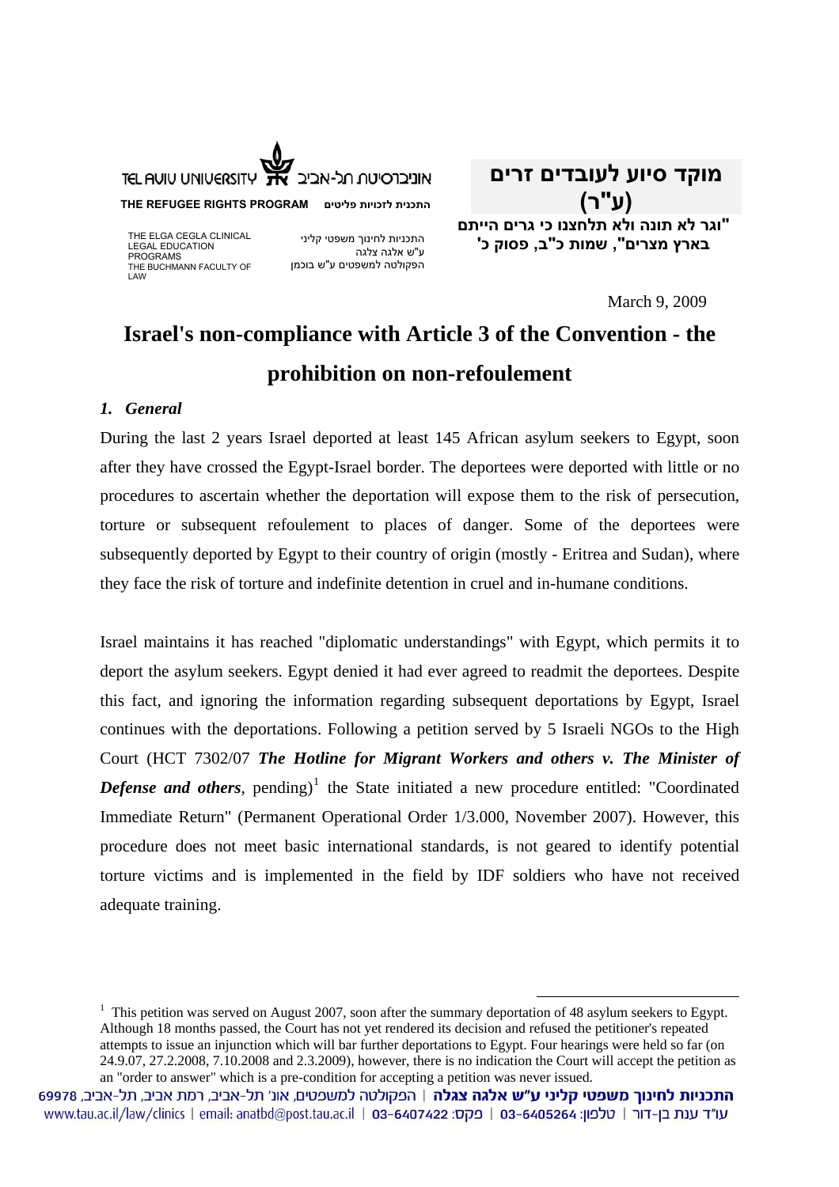אוניברסיטת תל-אביב TEL AVIV UNIVERSITY

**THE REFUGEE RIGHTS PROGRAM** התכנית לזכויות פליטים

THE ELGA CEGLA CLINICAL LEGAL EDUCATION PROGRAMS
THE BUCHMANN FACULTY OF LAW

התכניות לחינוך משפטי קליני
ע"ש אלגה צלגה
הפקולטה למשפטים ע"ש בוכמן

**מוקד סיוע לעובדים זרים (ע"ר)**

**"וגר לא תונה ולא תלחצנו כי גרים הייתם בארץ מצרים", שמות כ"ב, פסוק כ'**

March 9, 2009

# Israel's non-compliance with Article 3 of the Convention - the prohibition on non-refoulement

## *1. General*

During the last 2 years Israel deported at least 145 African asylum seekers to Egypt, soon after they have crossed the Egypt-Israel border. The deportees were deported with little or no procedures to ascertain whether the deportation will expose them to the risk of persecution, torture or subsequent refoulement to places of danger. Some of the deportees were subsequently deported by Egypt to their country of origin (mostly - Eritrea and Sudan), where they face the risk of torture and indefinite detention in cruel and in-humane conditions.

Israel maintains it has reached "diplomatic understandings" with Egypt, which permits it to deport the asylum seekers. Egypt denied it had ever agreed to readmit the deportees. Despite this fact, and ignoring the information regarding subsequent deportations by Egypt, Israel continues with the deportations. Following a petition served by 5 Israeli NGOs to the High Court (HCT 7302/07 ***The Hotline for Migrant Workers and others v. The Minister of Defense and others***, pending)[1] the State initiated a new procedure entitled: "Coordinated Immediate Return" (Permanent Operational Order 1/3.000, November 2007). However, this procedure does not meet basic international standards, is not geared to identify potential torture victims and is implemented in the field by IDF soldiers who have not received adequate training.

---

[1] This petition was served on August 2007, soon after the summary deportation of 48 asylum seekers to Egypt. Although 18 months passed, the Court has not yet rendered its decision and refused the petitioner's repeated attempts to issue an injunction which will bar further deportations to Egypt. Four hearings were held so far (on 24.9.07, 27.2.2008, 7.10.2008 and 2.3.2009), however, there is no indication the Court will accept the petition as an "order to answer" which is a pre-condition for accepting a petition was never issued.

**התכניות לחינוך משפטי קליני ע"ש אלגה צגלה** | הפקולטה למשפטים, אונ' תל-אביב, רמת אביב, תל-אביב, 69978
עו"ד ענת בן-דור | טלפון: 03-6405264 | פקס: 03-6407422 | email: anatbd@post.tau.ac.il | www.tau.ac.il/law/clinics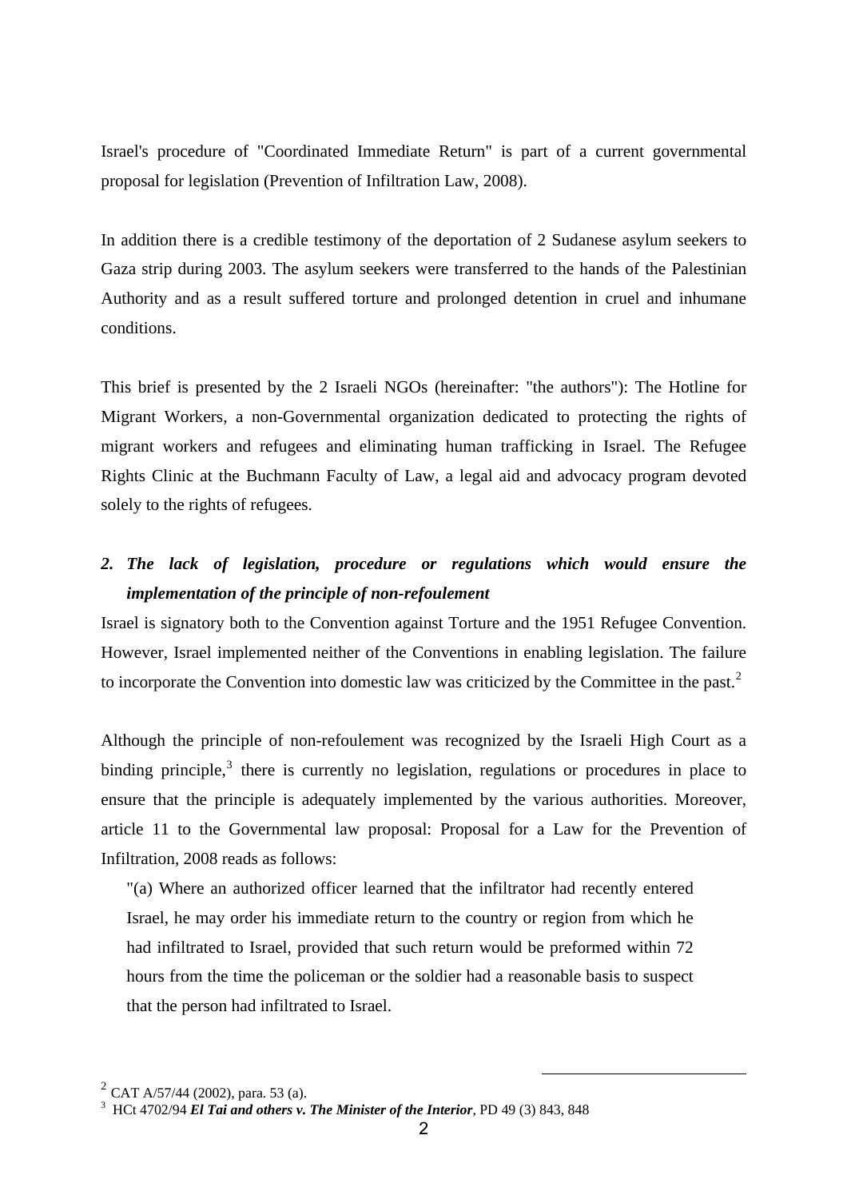Israel's procedure of "Coordinated Immediate Return" is part of a current governmental proposal for legislation (Prevention of Infiltration Law, 2008).

In addition there is a credible testimony of the deportation of 2 Sudanese asylum seekers to Gaza strip during 2003. The asylum seekers were transferred to the hands of the Palestinian Authority and as a result suffered torture and prolonged detention in cruel and inhumane conditions.

This brief is presented by the 2 Israeli NGOs (hereinafter: "the authors"): The Hotline for Migrant Workers, a non-Governmental organization dedicated to protecting the rights of migrant workers and refugees and eliminating human trafficking in Israel. The Refugee Rights Clinic at the Buchmann Faculty of Law, a legal aid and advocacy program devoted solely to the rights of refugees.

### *2. The lack of legislation, procedure or regulations which would ensure the implementation of the principle of non-refoulement*

Israel is signatory both to the Convention against Torture and the 1951 Refugee Convention. However, Israel implemented neither of the Conventions in enabling legislation. The failure to incorporate the Convention into domestic law was criticized by the Committee in the past.[2]

Although the principle of non-refoulement was recognized by the Israeli High Court as a binding principle,[3] there is currently no legislation, regulations or procedures in place to ensure that the principle is adequately implemented by the various authorities. Moreover, article 11 to the Governmental law proposal: Proposal for a Law for the Prevention of Infiltration, 2008 reads as follows:

> "(a) Where an authorized officer learned that the infiltrator had recently entered Israel, he may order his immediate return to the country or region from which he had infiltrated to Israel, provided that such return would be preformed within 72 hours from the time the policeman or the soldier had a reasonable basis to suspect that the person had infiltrated to Israel.

---

[2] CAT A/57/44 (2002), para. 53 (a).

[3] HCt 4702/94 ***El Tai and others v. The Minister of the Interior***, PD 49 (3) 843, 848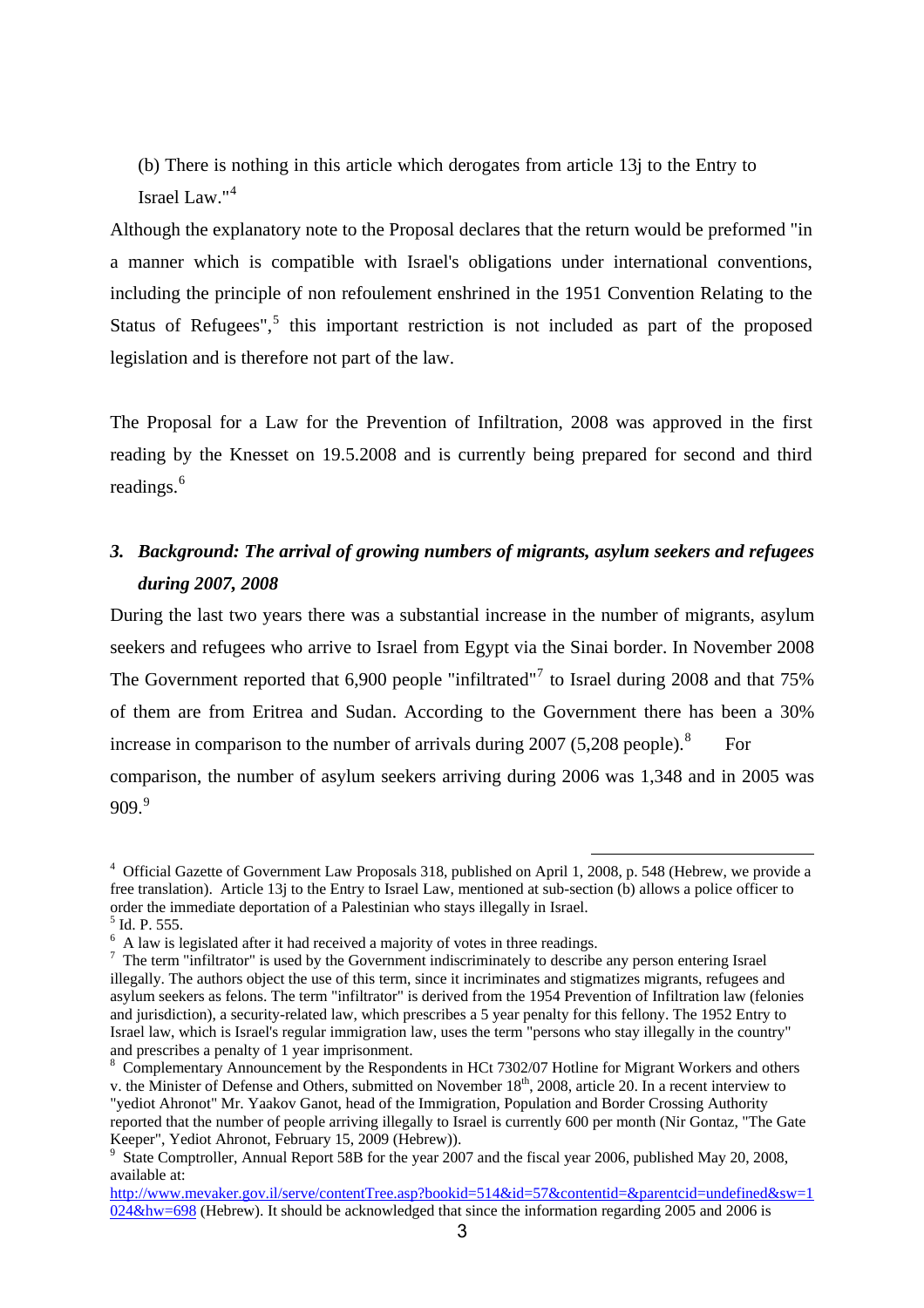(b) There is nothing in this article which derogates from article 13j to the Entry to Israel Law."[4]

Although the explanatory note to the Proposal declares that the return would be preformed "in a manner which is compatible with Israel's obligations under international conventions, including the principle of non refoulement enshrined in the 1951 Convention Relating to the Status of Refugees",[5] this important restriction is not included as part of the proposed legislation and is therefore not part of the law.

The Proposal for a Law for the Prevention of Infiltration, 2008 was approved in the first reading by the Knesset on 19.5.2008 and is currently being prepared for second and third readings.[6]

### *3. Background: The arrival of growing numbers of migrants, asylum seekers and refugees during 2007, 2008*

During the last two years there was a substantial increase in the number of migrants, asylum seekers and refugees who arrive to Israel from Egypt via the Sinai border. In November 2008 The Government reported that 6,900 people "infiltrated"[7] to Israel during 2008 and that 75% of them are from Eritrea and Sudan. According to the Government there has been a 30% increase in comparison to the number of arrivals during 2007 (5,208 people).[8] For comparison, the number of asylum seekers arriving during 2006 was 1,348 and in 2005 was 909.[9]

---

[4] Official Gazette of Government Law Proposals 318, published on April 1, 2008, p. 548 (Hebrew, we provide a free translation). Article 13j to the Entry to Israel Law, mentioned at sub-section (b) allows a police officer to order the immediate deportation of a Palestinian who stays illegally in Israel.

[5] Id. P. 555.

[6] A law is legislated after it had received a majority of votes in three readings.

[7] The term "infiltrator" is used by the Government indiscriminately to describe any person entering Israel illegally. The authors object the use of this term, since it incriminates and stigmatizes migrants, refugees and asylum seekers as felons. The term "infiltrator" is derived from the 1954 Prevention of Infiltration law (felonies and jurisdiction), a security-related law, which prescribes a 5 year penalty for this fellony. The 1952 Entry to Israel law, which is Israel's regular immigration law, uses the term "persons who stay illegally in the country" and prescribes a penalty of 1 year imprisonment.

[8] Complementary Announcement by the Respondents in HCt 7302/07 Hotline for Migrant Workers and others v. the Minister of Defense and Others, submitted on November 18th, 2008, article 20. In a recent interview to "yediot Ahronot" Mr. Yaakov Ganot, head of the Immigration, Population and Border Crossing Authority reported that the number of people arriving illegally to Israel is currently 600 per month (Nir Gontaz, "The Gate Keeper", Yediot Ahronot, February 15, 2009 (Hebrew)).

[9] State Comptroller, Annual Report 58B for the year 2007 and the fiscal year 2006, published May 20, 2008, available at: http://www.mevaker.gov.il/serve/contentTree.asp?bookid=514&id=57&contentid=&parentcid=undefined&sw=1024&hw=698 (Hebrew). It should be acknowledged that since the information regarding 2005 and 2006 is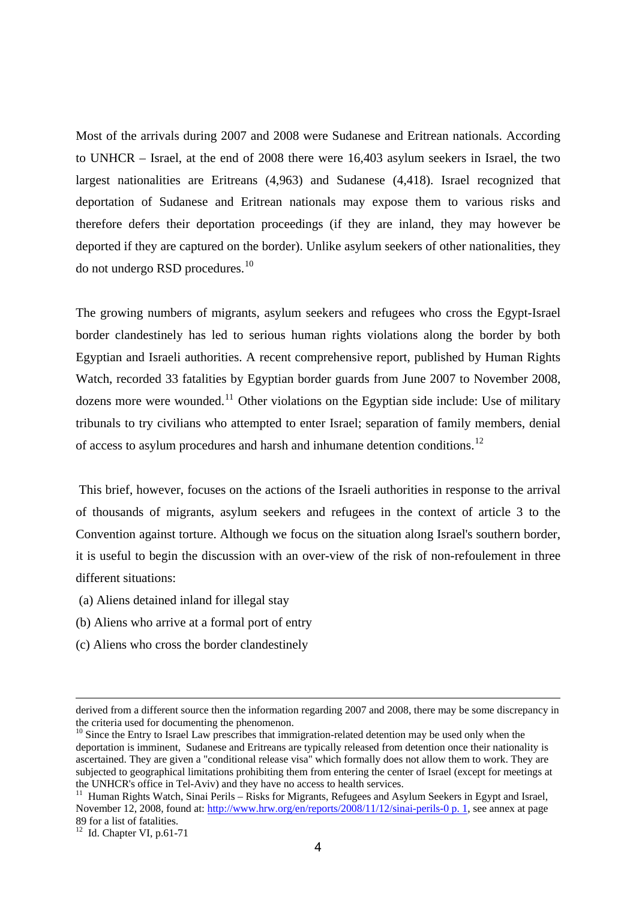Most of the arrivals during 2007 and 2008 were Sudanese and Eritrean nationals. According to UNHCR – Israel, at the end of 2008 there were 16,403 asylum seekers in Israel, the two largest nationalities are Eritreans (4,963) and Sudanese (4,418). Israel recognized that deportation of Sudanese and Eritrean nationals may expose them to various risks and therefore defers their deportation proceedings (if they are inland, they may however be deported if they are captured on the border). Unlike asylum seekers of other nationalities, they do not undergo RSD procedures.[10]

The growing numbers of migrants, asylum seekers and refugees who cross the Egypt-Israel border clandestinely has led to serious human rights violations along the border by both Egyptian and Israeli authorities. A recent comprehensive report, published by Human Rights Watch, recorded 33 fatalities by Egyptian border guards from June 2007 to November 2008, dozens more were wounded.[11] Other violations on the Egyptian side include: Use of military tribunals to try civilians who attempted to enter Israel; separation of family members, denial of access to asylum procedures and harsh and inhumane detention conditions.[12]

This brief, however, focuses on the actions of the Israeli authorities in response to the arrival of thousands of migrants, asylum seekers and refugees in the context of article 3 to the Convention against torture. Although we focus on the situation along Israel's southern border, it is useful to begin the discussion with an over-view of the risk of non-refoulement in three different situations:

(a) Aliens detained inland for illegal stay

(b) Aliens who arrive at a formal port of entry

(c) Aliens who cross the border clandestinely

---

derived from a different source then the information regarding 2007 and 2008, there may be some discrepancy in the criteria used for documenting the phenomenon.

[10] Since the Entry to Israel Law prescribes that immigration-related detention may be used only when the deportation is imminent, Sudanese and Eritreans are typically released from detention once their nationality is ascertained. They are given a "conditional release visa" which formally does not allow them to work. They are subjected to geographical limitations prohibiting them from entering the center of Israel (except for meetings at the UNHCR's office in Tel-Aviv) and they have no access to health services.

[11] Human Rights Watch, Sinai Perils – Risks for Migrants, Refugees and Asylum Seekers in Egypt and Israel, November 12, 2008, found at: http://www.hrw.org/en/reports/2008/11/12/sinai-perils-0 p. 1, see annex at page 89 for a list of fatalities.

[12] Id. Chapter VI, p.61-71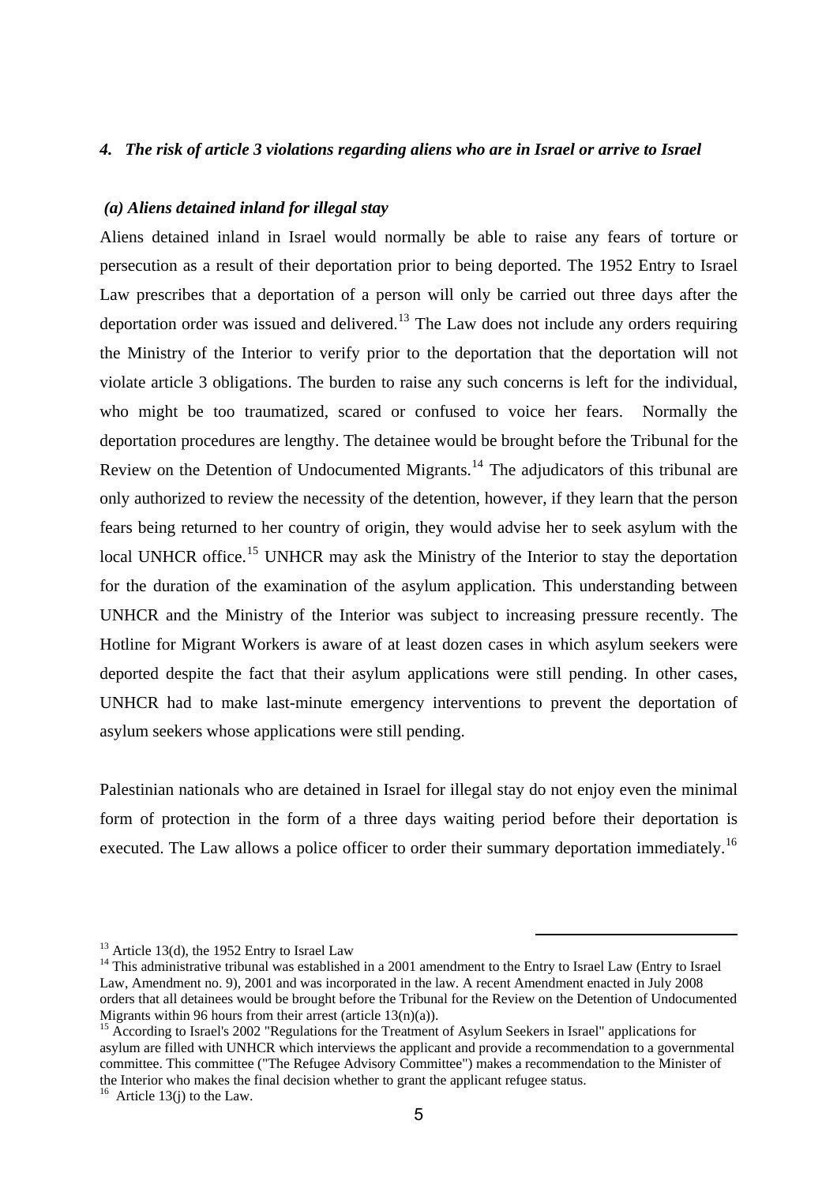### *4. The risk of article 3 violations regarding aliens who are in Israel or arrive to Israel*

#### *(a) Aliens detained inland for illegal stay*

Aliens detained inland in Israel would normally be able to raise any fears of torture or persecution as a result of their deportation prior to being deported. The 1952 Entry to Israel Law prescribes that a deportation of a person will only be carried out three days after the deportation order was issued and delivered.[13] The Law does not include any orders requiring the Ministry of the Interior to verify prior to the deportation that the deportation will not violate article 3 obligations. The burden to raise any such concerns is left for the individual, who might be too traumatized, scared or confused to voice her fears. Normally the deportation procedures are lengthy. The detainee would be brought before the Tribunal for the Review on the Detention of Undocumented Migrants.[14] The adjudicators of this tribunal are only authorized to review the necessity of the detention, however, if they learn that the person fears being returned to her country of origin, they would advise her to seek asylum with the local UNHCR office.[15] UNHCR may ask the Ministry of the Interior to stay the deportation for the duration of the examination of the asylum application. This understanding between UNHCR and the Ministry of the Interior was subject to increasing pressure recently. The Hotline for Migrant Workers is aware of at least dozen cases in which asylum seekers were deported despite the fact that their asylum applications were still pending. In other cases, UNHCR had to make last-minute emergency interventions to prevent the deportation of asylum seekers whose applications were still pending.

Palestinian nationals who are detained in Israel for illegal stay do not enjoy even the minimal form of protection in the form of a three days waiting period before their deportation is executed. The Law allows a police officer to order their summary deportation immediately.[16]

---

[13] Article 13(d), the 1952 Entry to Israel Law

[14] This administrative tribunal was established in a 2001 amendment to the Entry to Israel Law (Entry to Israel Law, Amendment no. 9), 2001 and was incorporated in the law. A recent Amendment enacted in July 2008 orders that all detainees would be brought before the Tribunal for the Review on the Detention of Undocumented Migrants within 96 hours from their arrest (article 13(n)(a)).

[15] According to Israel's 2002 "Regulations for the Treatment of Asylum Seekers in Israel" applications for asylum are filled with UNHCR which interviews the applicant and provide a recommendation to a governmental committee. This committee ("The Refugee Advisory Committee") makes a recommendation to the Minister of the Interior who makes the final decision whether to grant the applicant refugee status.

[16] Article 13(j) to the Law.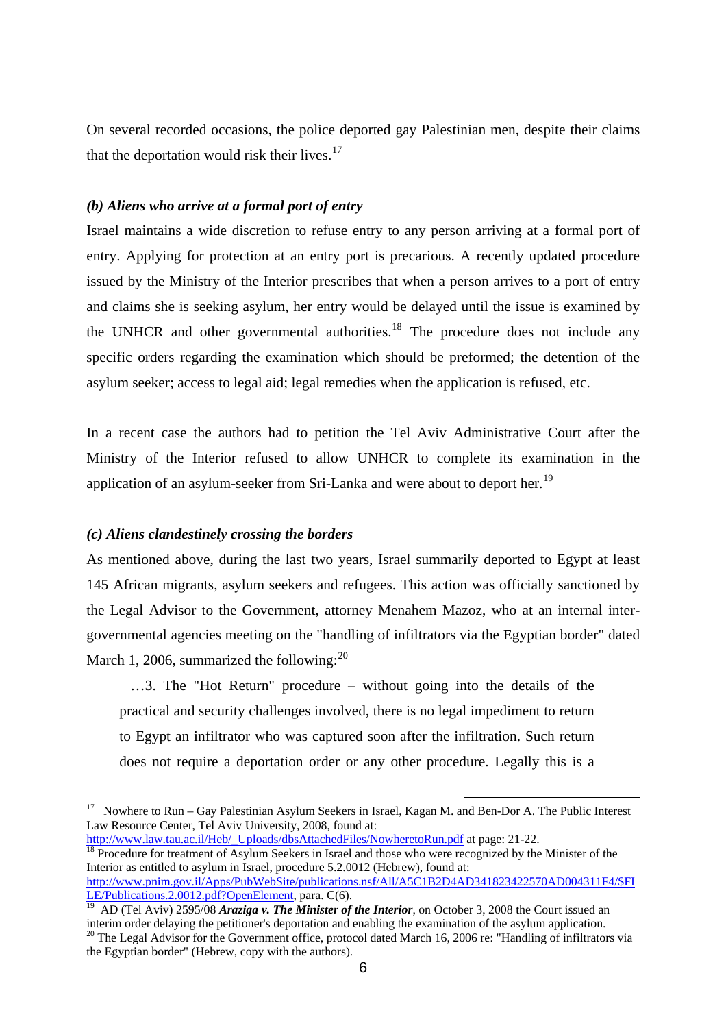On several recorded occasions, the police deported gay Palestinian men, despite their claims that the deportation would risk their lives.[17]

***(b) Aliens who arrive at a formal port of entry***

Israel maintains a wide discretion to refuse entry to any person arriving at a formal port of entry. Applying for protection at an entry port is precarious. A recently updated procedure issued by the Ministry of the Interior prescribes that when a person arrives to a port of entry and claims she is seeking asylum, her entry would be delayed until the issue is examined by the UNHCR and other governmental authorities.[18] The procedure does not include any specific orders regarding the examination which should be preformed; the detention of the asylum seeker; access to legal aid; legal remedies when the application is refused, etc.

In a recent case the authors had to petition the Tel Aviv Administrative Court after the Ministry of the Interior refused to allow UNHCR to complete its examination in the application of an asylum-seeker from Sri-Lanka and were about to deport her.[19]

***(c) Aliens clandestinely crossing the borders***

As mentioned above, during the last two years, Israel summarily deported to Egypt at least 145 African migrants, asylum seekers and refugees. This action was officially sanctioned by the Legal Advisor to the Government, attorney Menahem Mazoz, who at an internal inter-governmental agencies meeting on the "handling of infiltrators via the Egyptian border" dated March 1, 2006, summarized the following:[20]

> …3. The "Hot Return" procedure – without going into the details of the practical and security challenges involved, there is no legal impediment to return to Egypt an infiltrator who was captured soon after the infiltration. Such return does not require a deportation order or any other procedure. Legally this is a

---

[17] Nowhere to Run – Gay Palestinian Asylum Seekers in Israel, Kagan M. and Ben-Dor A. The Public Interest Law Resource Center, Tel Aviv University, 2008, found at: http://www.law.tau.ac.il/Heb/_Uploads/dbsAttachedFiles/NowheretoRun.pdf at page: 21-22.

[18] Procedure for treatment of Asylum Seekers in Israel and those who were recognized by the Minister of the Interior as entitled to asylum in Israel, procedure 5.2.0012 (Hebrew), found at: http://www.pnim.gov.il/Apps/PubWebSite/publications.nsf/All/A5C1B2D4AD341823422570AD004311F4/$FILE/Publications.2.0012.pdf?OpenElement, para. C(6).

[19] AD (Tel Aviv) 2595/08 ***Araziga v. The Minister of the Interior***, on October 3, 2008 the Court issued an interim order delaying the petitioner's deportation and enabling the examination of the asylum application.

[20] The Legal Advisor for the Government office, protocol dated March 16, 2006 re: "Handling of infiltrators via the Egyptian border" (Hebrew, copy with the authors).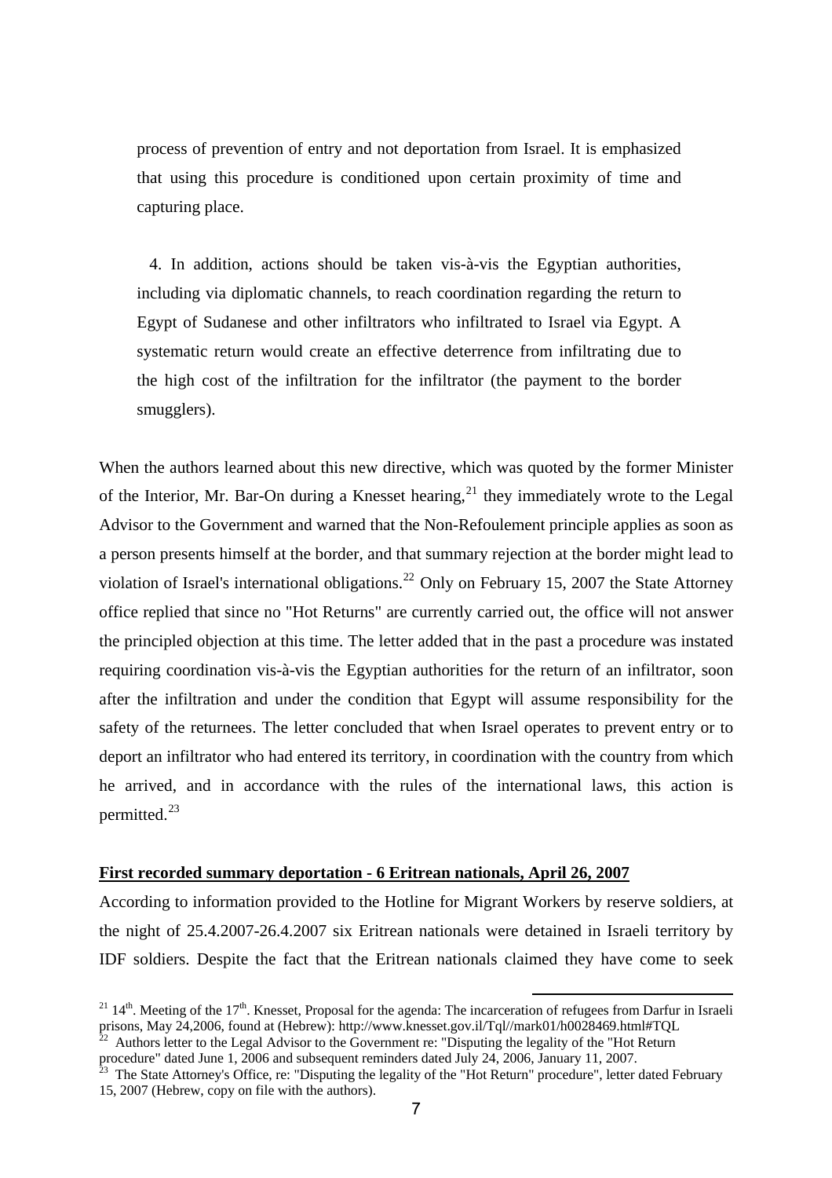process of prevention of entry and not deportation from Israel. It is emphasized that using this procedure is conditioned upon certain proximity of time and capturing place.

4. In addition, actions should be taken vis-à-vis the Egyptian authorities, including via diplomatic channels, to reach coordination regarding the return to Egypt of Sudanese and other infiltrators who infiltrated to Israel via Egypt. A systematic return would create an effective deterrence from infiltrating due to the high cost of the infiltration for the infiltrator (the payment to the border smugglers).

When the authors learned about this new directive, which was quoted by the former Minister of the Interior, Mr. Bar-On during a Knesset hearing,[21] they immediately wrote to the Legal Advisor to the Government and warned that the Non-Refoulement principle applies as soon as a person presents himself at the border, and that summary rejection at the border might lead to violation of Israel's international obligations.[22] Only on February 15, 2007 the State Attorney office replied that since no "Hot Returns" are currently carried out, the office will not answer the principled objection at this time. The letter added that in the past a procedure was instated requiring coordination vis-à-vis the Egyptian authorities for the return of an infiltrator, soon after the infiltration and under the condition that Egypt will assume responsibility for the safety of the returnees. The letter concluded that when Israel operates to prevent entry or to deport an infiltrator who had entered its territory, in coordination with the country from which he arrived, and in accordance with the rules of the international laws, this action is permitted.[23]

**First recorded summary deportation - 6 Eritrean nationals, April 26, 2007**

According to information provided to the Hotline for Migrant Workers by reserve soldiers, at the night of 25.4.2007-26.4.2007 six Eritrean nationals were detained in Israeli territory by IDF soldiers. Despite the fact that the Eritrean nationals claimed they have come to seek

---

[21] 14th. Meeting of the 17th. Knesset, Proposal for the agenda: The incarceration of refugees from Darfur in Israeli prisons, May 24,2006, found at (Hebrew): http://www.knesset.gov.il/Tql//mark01/h0028469.html#TQL

[22] Authors letter to the Legal Advisor to the Government re: "Disputing the legality of the "Hot Return procedure" dated June 1, 2006 and subsequent reminders dated July 24, 2006, January 11, 2007.

[23] The State Attorney's Office, re: "Disputing the legality of the "Hot Return" procedure", letter dated February 15, 2007 (Hebrew, copy on file with the authors).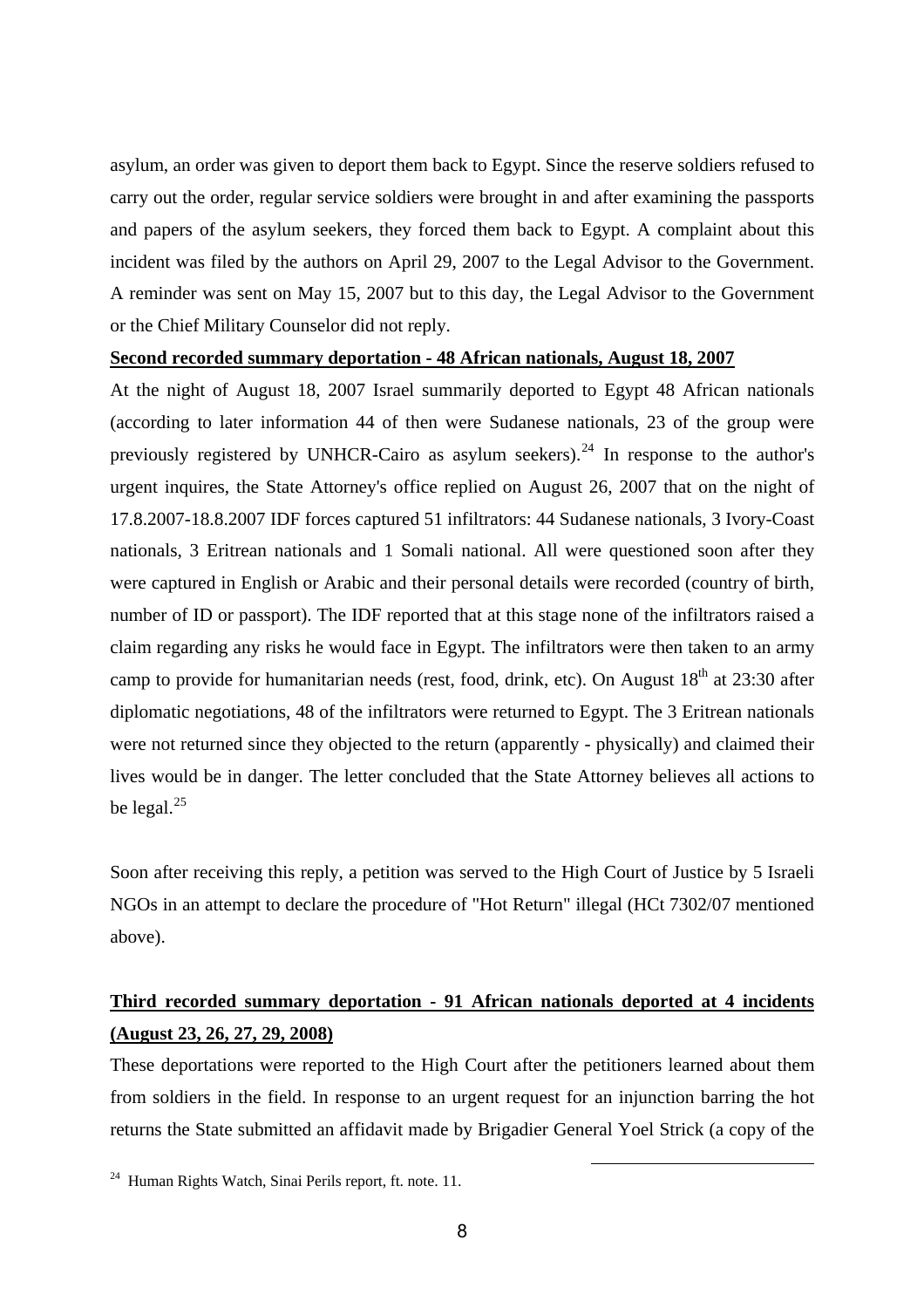asylum, an order was given to deport them back to Egypt. Since the reserve soldiers refused to carry out the order, regular service soldiers were brought in and after examining the passports and papers of the asylum seekers, they forced them back to Egypt. A complaint about this incident was filed by the authors on April 29, 2007 to the Legal Advisor to the Government. A reminder was sent on May 15, 2007 but to this day, the Legal Advisor to the Government or the Chief Military Counselor did not reply.

**Second recorded summary deportation - 48 African nationals, August 18, 2007**

At the night of August 18, 2007 Israel summarily deported to Egypt 48 African nationals (according to later information 44 of then were Sudanese nationals, 23 of the group were previously registered by UNHCR-Cairo as asylum seekers).[24] In response to the author's urgent inquires, the State Attorney's office replied on August 26, 2007 that on the night of 17.8.2007-18.8.2007 IDF forces captured 51 infiltrators: 44 Sudanese nationals, 3 Ivory-Coast nationals, 3 Eritrean nationals and 1 Somali national. All were questioned soon after they were captured in English or Arabic and their personal details were recorded (country of birth, number of ID or passport). The IDF reported that at this stage none of the infiltrators raised a claim regarding any risks he would face in Egypt. The infiltrators were then taken to an army camp to provide for humanitarian needs (rest, food, drink, etc). On August 18th at 23:30 after diplomatic negotiations, 48 of the infiltrators were returned to Egypt. The 3 Eritrean nationals were not returned since they objected to the return (apparently - physically) and claimed their lives would be in danger. The letter concluded that the State Attorney believes all actions to be legal.[25]

Soon after receiving this reply, a petition was served to the High Court of Justice by 5 Israeli NGOs in an attempt to declare the procedure of "Hot Return" illegal (HCt 7302/07 mentioned above).

**Third recorded summary deportation - 91 African nationals deported at 4 incidents (August 23, 26, 27, 29, 2008)**

These deportations were reported to the High Court after the petitioners learned about them from soldiers in the field. In response to an urgent request for an injunction barring the hot returns the State submitted an affidavit made by Brigadier General Yoel Strick (a copy of the

---

[24] Human Rights Watch, Sinai Perils report, ft. note. 11.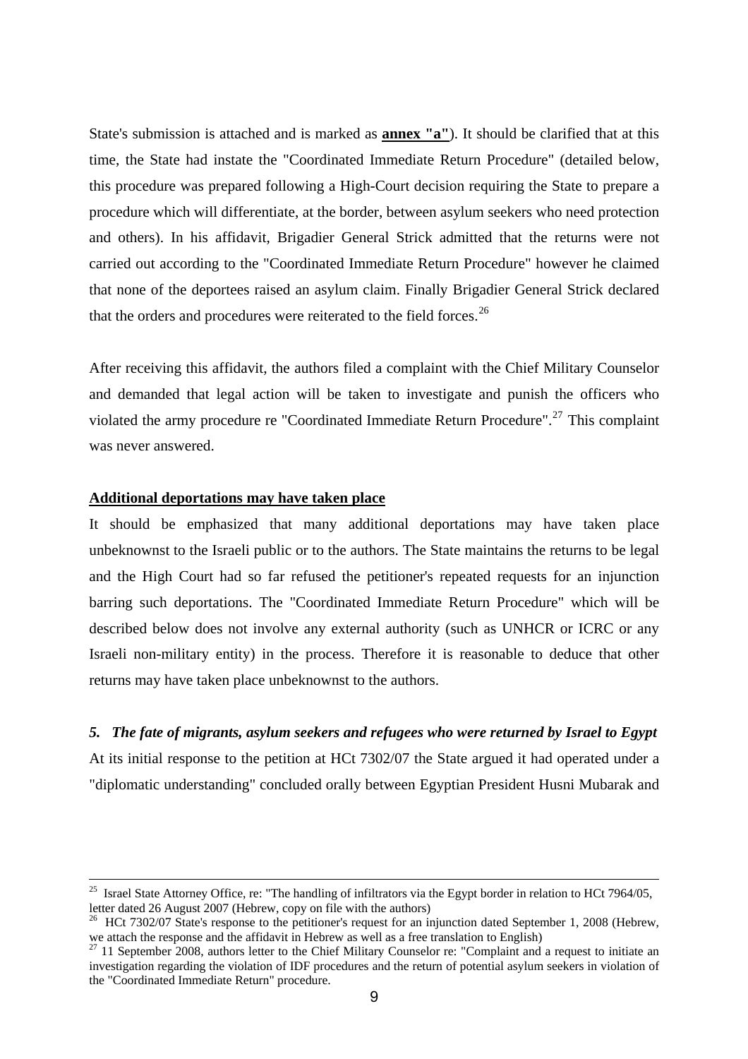State's submission is attached and is marked as **annex "a"**). It should be clarified that at this time, the State had instate the "Coordinated Immediate Return Procedure" (detailed below, this procedure was prepared following a High-Court decision requiring the State to prepare a procedure which will differentiate, at the border, between asylum seekers who need protection and others). In his affidavit, Brigadier General Strick admitted that the returns were not carried out according to the "Coordinated Immediate Return Procedure" however he claimed that none of the deportees raised an asylum claim. Finally Brigadier General Strick declared that the orders and procedures were reiterated to the field forces.[26]

After receiving this affidavit, the authors filed a complaint with the Chief Military Counselor and demanded that legal action will be taken to investigate and punish the officers who violated the army procedure re "Coordinated Immediate Return Procedure".[27] This complaint was never answered.

**Additional deportations may have taken place**

It should be emphasized that many additional deportations may have taken place unbeknownst to the Israeli public or to the authors. The State maintains the returns to be legal and the High Court had so far refused the petitioner's repeated requests for an injunction barring such deportations. The "Coordinated Immediate Return Procedure" which will be described below does not involve any external authority (such as UNHCR or ICRC or any Israeli non-military entity) in the process. Therefore it is reasonable to deduce that other returns may have taken place unbeknownst to the authors.

### *5. The fate of migrants, asylum seekers and refugees who were returned by Israel to Egypt*

At its initial response to the petition at HCt 7302/07 the State argued it had operated under a "diplomatic understanding" concluded orally between Egyptian President Husni Mubarak and

---

[25] Israel State Attorney Office, re: "The handling of infiltrators via the Egypt border in relation to HCt 7964/05, letter dated 26 August 2007 (Hebrew, copy on file with the authors)

[26] HCt 7302/07 State's response to the petitioner's request for an injunction dated September 1, 2008 (Hebrew, we attach the response and the affidavit in Hebrew as well as a free translation to English)

[27] 11 September 2008, authors letter to the Chief Military Counselor re: "Complaint and a request to initiate an investigation regarding the violation of IDF procedures and the return of potential asylum seekers in violation of the "Coordinated Immediate Return" procedure.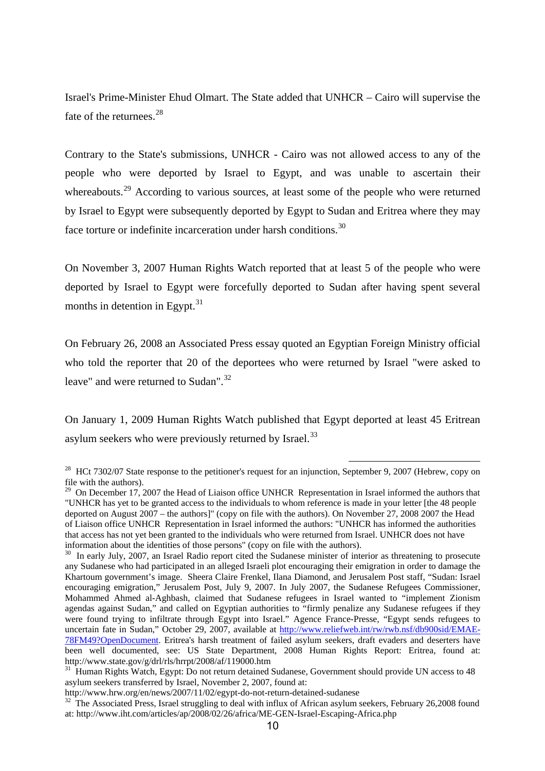Israel's Prime-Minister Ehud Olmart. The State added that UNHCR – Cairo will supervise the fate of the returnees.[28]

Contrary to the State's submissions, UNHCR - Cairo was not allowed access to any of the people who were deported by Israel to Egypt, and was unable to ascertain their whereabouts.[29] According to various sources, at least some of the people who were returned by Israel to Egypt were subsequently deported by Egypt to Sudan and Eritrea where they may face torture or indefinite incarceration under harsh conditions.[30]

On November 3, 2007 Human Rights Watch reported that at least 5 of the people who were deported by Israel to Egypt were forcefully deported to Sudan after having spent several months in detention in Egypt.[31]

On February 26, 2008 an Associated Press essay quoted an Egyptian Foreign Ministry official who told the reporter that 20 of the deportees who were returned by Israel "were asked to leave" and were returned to Sudan".[32]

On January 1, 2009 Human Rights Watch published that Egypt deported at least 45 Eritrean asylum seekers who were previously returned by Israel.[33]

---

[28] HCt 7302/07 State response to the petitioner's request for an injunction, September 9, 2007 (Hebrew, copy on file with the authors).

[29] On December 17, 2007 the Head of Liaison office UNHCR Representation in Israel informed the authors that "UNHCR has yet to be granted access to the individuals to whom reference is made in your letter [the 48 people deported on August 2007 – the authors]" (copy on file with the authors). On November 27, 2008 2007 the Head of Liaison office UNHCR Representation in Israel informed the authors: "UNHCR has informed the authorities that access has not yet been granted to the individuals who were returned from Israel. UNHCR does not have information about the identities of those persons" (copy on file with the authors).

[30] In early July, 2007, an Israel Radio report cited the Sudanese minister of interior as threatening to prosecute any Sudanese who had participated in an alleged Israeli plot encouraging their emigration in order to damage the Khartoum government's image. Sheera Claire Frenkel, Ilana Diamond, and Jerusalem Post staff, "Sudan: Israel encouraging emigration," Jerusalem Post, July 9, 2007. In July 2007, the Sudanese Refugees Commissioner, Mohammed Ahmed al-Aghbash, claimed that Sudanese refugees in Israel wanted to "implement Zionism agendas against Sudan," and called on Egyptian authorities to "firmly penalize any Sudanese refugees if they were found trying to infiltrate through Egypt into Israel." Agence France-Presse, "Egypt sends refugees to uncertain fate in Sudan," October 29, 2007, available at http://www.reliefweb.int/rw/rwb.nsf/db900sid/EMAE-78FM49?OpenDocument. Eritrea's harsh treatment of failed asylum seekers, draft evaders and deserters have been well documented, see: US State Department, 2008 Human Rights Report: Eritrea, found at: http://www.state.gov/g/drl/rls/hrrpt/2008/af/119000.htm

[31] Human Rights Watch, Egypt: Do not return detained Sudanese, Government should provide UN access to 48 asylum seekers transferred by Israel, November 2, 2007, found at: http://www.hrw.org/en/news/2007/11/02/egypt-do-not-return-detained-sudanese

[32] The Associated Press, Israel struggling to deal with influx of African asylum seekers, February 26,2008 found at: http://www.iht.com/articles/ap/2008/02/26/africa/ME-GEN-Israel-Escaping-Africa.php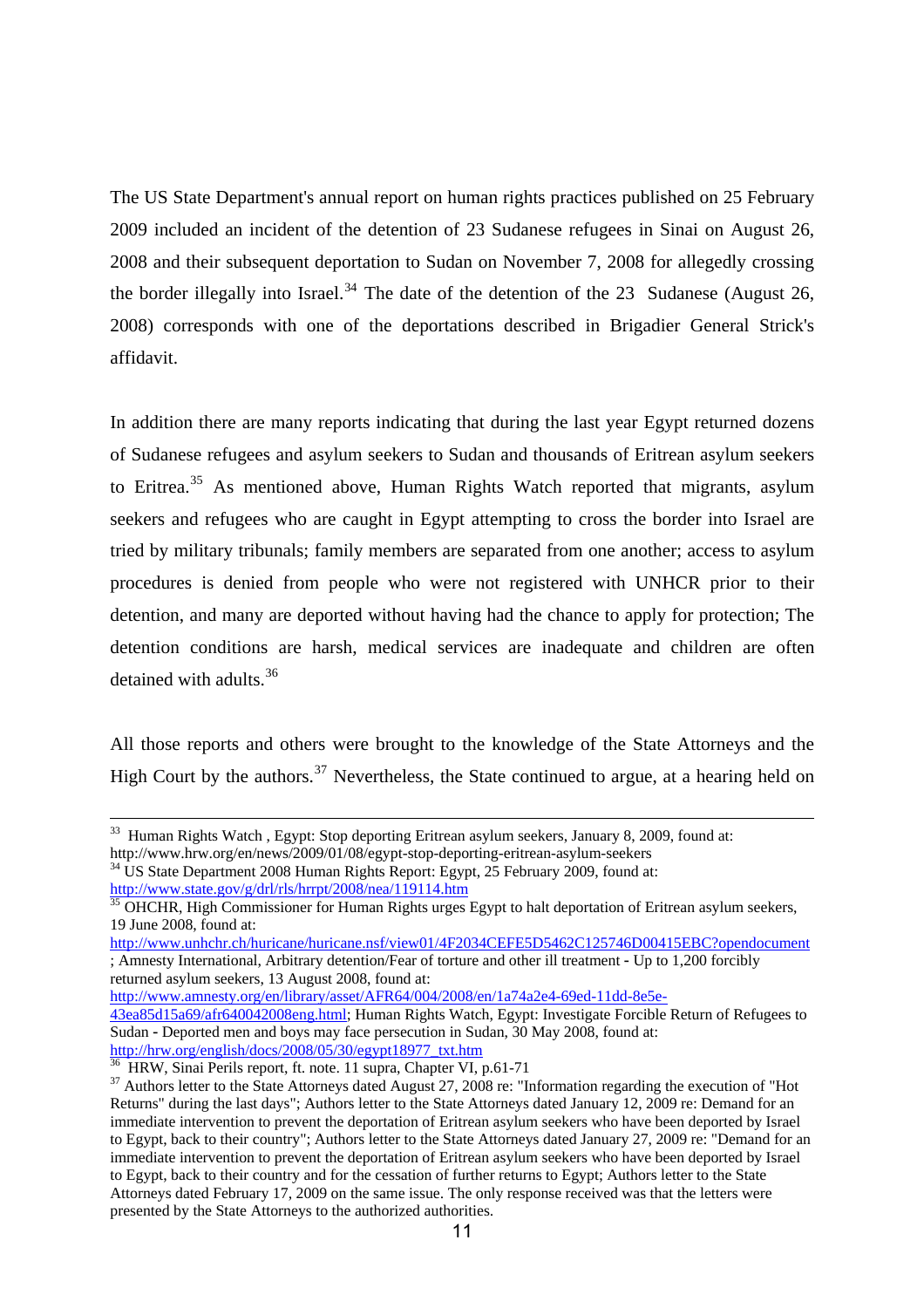The US State Department's annual report on human rights practices published on 25 February 2009 included an incident of the detention of 23 Sudanese refugees in Sinai on August 26, 2008 and their subsequent deportation to Sudan on November 7, 2008 for allegedly crossing the border illegally into Israel.[34] The date of the detention of the 23 Sudanese (August 26, 2008) corresponds with one of the deportations described in Brigadier General Strick's affidavit.

In addition there are many reports indicating that during the last year Egypt returned dozens of Sudanese refugees and asylum seekers to Sudan and thousands of Eritrean asylum seekers to Eritrea.[35] As mentioned above, Human Rights Watch reported that migrants, asylum seekers and refugees who are caught in Egypt attempting to cross the border into Israel are tried by military tribunals; family members are separated from one another; access to asylum procedures is denied from people who were not registered with UNHCR prior to their detention, and many are deported without having had the chance to apply for protection; The detention conditions are harsh, medical services are inadequate and children are often detained with adults.[36]

All those reports and others were brought to the knowledge of the State Attorneys and the High Court by the authors.[37] Nevertheless, the State continued to argue, at a hearing held on

---

[33] Human Rights Watch , Egypt: Stop deporting Eritrean asylum seekers, January 8, 2009, found at: http://www.hrw.org/en/news/2009/01/08/egypt-stop-deporting-eritrean-asylum-seekers

[34] US State Department 2008 Human Rights Report: Egypt, 25 February 2009, found at: http://www.state.gov/g/drl/rls/hrrpt/2008/nea/119114.htm

[35] OHCHR, High Commissioner for Human Rights urges Egypt to halt deportation of Eritrean asylum seekers, 19 June 2008, found at: http://www.unhchr.ch/huricane/huricane.nsf/view01/4F2034CEFE5D5462C125746D00415EBC?opendocument ; Amnesty International, Arbitrary detention/Fear of torture and other ill treatment - Up to 1,200 forcibly returned asylum seekers, 13 August 2008, found at: http://www.amnesty.org/en/library/asset/AFR64/004/2008/en/1a74a2e4-69ed-11dd-8e5e-43ea85d15a69/afr640042008eng.html; Human Rights Watch, Egypt: Investigate Forcible Return of Refugees to Sudan - Deported men and boys may face persecution in Sudan, 30 May 2008, found at: http://hrw.org/english/docs/2008/05/30/egypt18977_txt.htm

[36] HRW, Sinai Perils report, ft. note. 11 supra, Chapter VI, p.61-71

[37] Authors letter to the State Attorneys dated August 27, 2008 re: "Information regarding the execution of "Hot Returns" during the last days"; Authors letter to the State Attorneys dated January 12, 2009 re: Demand for an immediate intervention to prevent the deportation of Eritrean asylum seekers who have been deported by Israel to Egypt, back to their country"; Authors letter to the State Attorneys dated January 27, 2009 re: "Demand for an immediate intervention to prevent the deportation of Eritrean asylum seekers who have been deported by Israel to Egypt, back to their country and for the cessation of further returns to Egypt; Authors letter to the State Attorneys dated February 17, 2009 on the same issue. The only response received was that the letters were presented by the State Attorneys to the authorized authorities.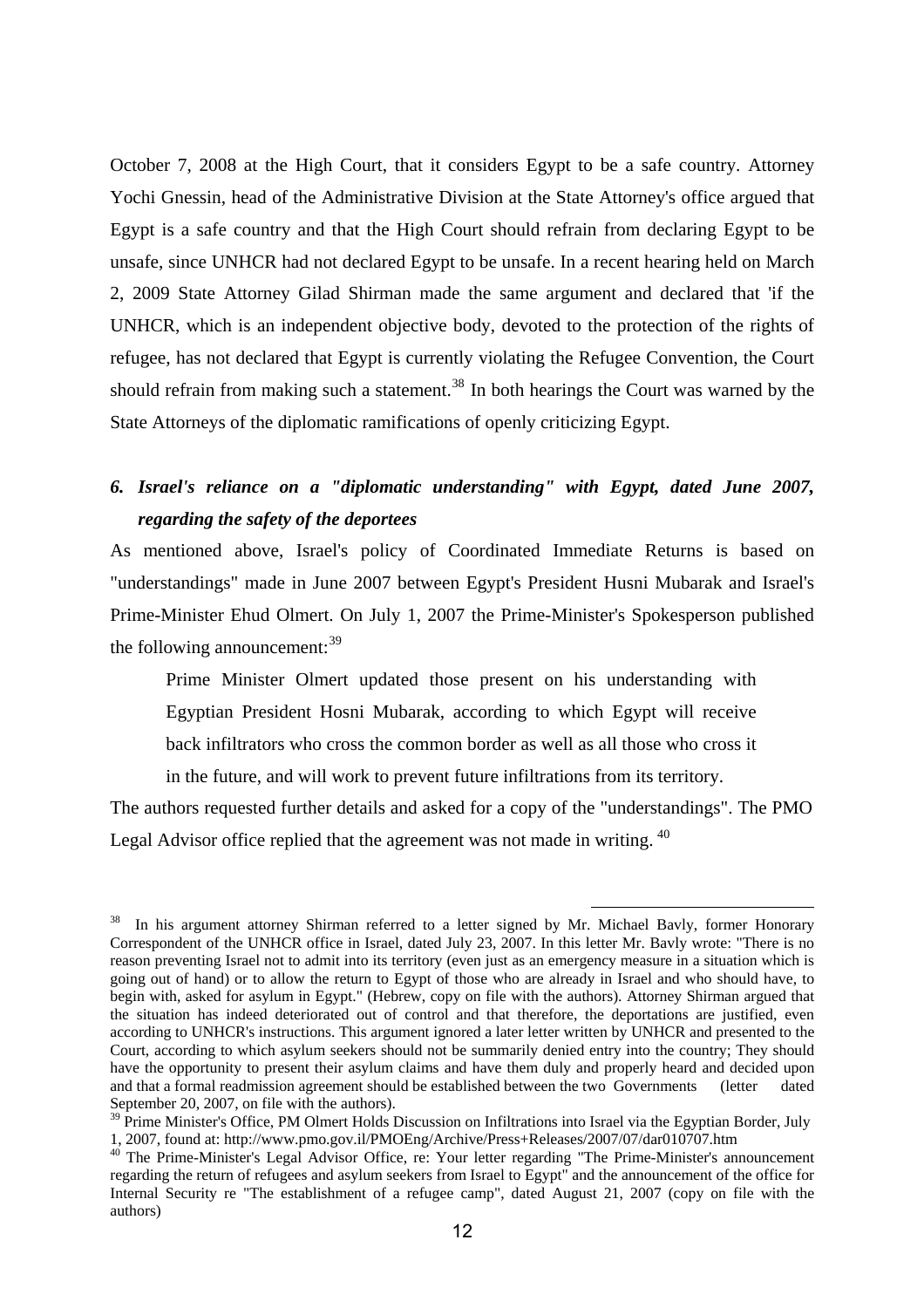October 7, 2008 at the High Court, that it considers Egypt to be a safe country. Attorney Yochi Gnessin, head of the Administrative Division at the State Attorney's office argued that Egypt is a safe country and that the High Court should refrain from declaring Egypt to be unsafe, since UNHCR had not declared Egypt to be unsafe. In a recent hearing held on March 2, 2009 State Attorney Gilad Shirman made the same argument and declared that 'if the UNHCR, which is an independent objective body, devoted to the protection of the rights of refugee, has not declared that Egypt is currently violating the Refugee Convention, the Court should refrain from making such a statement.[38] In both hearings the Court was warned by the State Attorneys of the diplomatic ramifications of openly criticizing Egypt.

### *6. Israel's reliance on a "diplomatic understanding" with Egypt, dated June 2007, regarding the safety of the deportees*

As mentioned above, Israel's policy of Coordinated Immediate Returns is based on "understandings" made in June 2007 between Egypt's President Husni Mubarak and Israel's Prime-Minister Ehud Olmert. On July 1, 2007 the Prime-Minister's Spokesperson published the following announcement:[39]

> Prime Minister Olmert updated those present on his understanding with Egyptian President Hosni Mubarak, according to which Egypt will receive back infiltrators who cross the common border as well as all those who cross it in the future, and will work to prevent future infiltrations from its territory.

The authors requested further details and asked for a copy of the "understandings". The PMO Legal Advisor office replied that the agreement was not made in writing.[40]

---

[38] In his argument attorney Shirman referred to a letter signed by Mr. Michael Bavly, former Honorary Correspondent of the UNHCR office in Israel, dated July 23, 2007. In this letter Mr. Bavly wrote: "There is no reason preventing Israel not to admit into its territory (even just as an emergency measure in a situation which is going out of hand) or to allow the return to Egypt of those who are already in Israel and who should have, to begin with, asked for asylum in Egypt." (Hebrew, copy on file with the authors). Attorney Shirman argued that the situation has indeed deteriorated out of control and that therefore, the deportations are justified, even according to UNHCR's instructions. This argument ignored a later letter written by UNHCR and presented to the Court, according to which asylum seekers should not be summarily denied entry into the country; They should have the opportunity to present their asylum claims and have them duly and properly heard and decided upon and that a formal readmission agreement should be established between the two Governments (letter dated September 20, 2007, on file with the authors).

[39] Prime Minister's Office, PM Olmert Holds Discussion on Infiltrations into Israel via the Egyptian Border, July 1, 2007, found at: http://www.pmo.gov.il/PMOEng/Archive/Press+Releases/2007/07/dar010707.htm

[40] The Prime-Minister's Legal Advisor Office, re: Your letter regarding "The Prime-Minister's announcement regarding the return of refugees and asylum seekers from Israel to Egypt" and the announcement of the office for Internal Security re "The establishment of a refugee camp", dated August 21, 2007 (copy on file with the authors)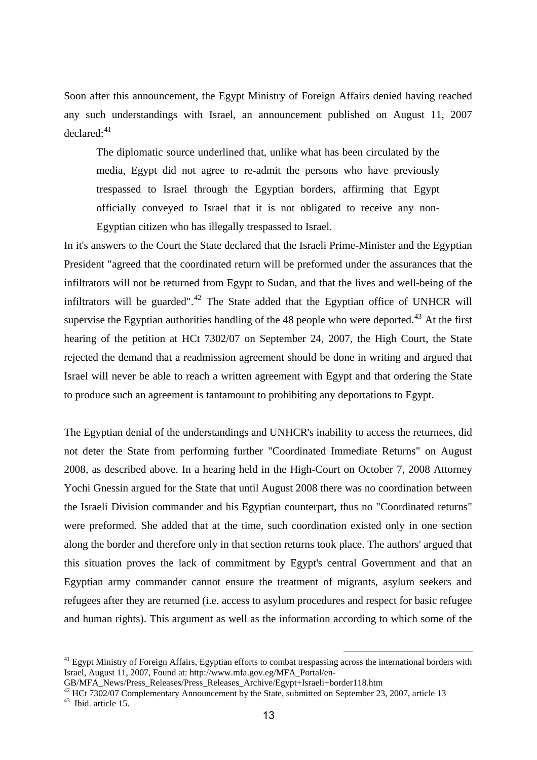Soon after this announcement, the Egypt Ministry of Foreign Affairs denied having reached any such understandings with Israel, an announcement published on August 11, 2007 declared:[41]

> The diplomatic source underlined that, unlike what has been circulated by the media, Egypt did not agree to re-admit the persons who have previously trespassed to Israel through the Egyptian borders, affirming that Egypt officially conveyed to Israel that it is not obligated to receive any non-Egyptian citizen who has illegally trespassed to Israel.

In it's answers to the Court the State declared that the Israeli Prime-Minister and the Egyptian President "agreed that the coordinated return will be preformed under the assurances that the infiltrators will not be returned from Egypt to Sudan, and that the lives and well-being of the infiltrators will be guarded".[42] The State added that the Egyptian office of UNHCR will supervise the Egyptian authorities handling of the 48 people who were deported.[43] At the first hearing of the petition at HCt 7302/07 on September 24, 2007, the High Court, the State rejected the demand that a readmission agreement should be done in writing and argued that Israel will never be able to reach a written agreement with Egypt and that ordering the State to produce such an agreement is tantamount to prohibiting any deportations to Egypt.

The Egyptian denial of the understandings and UNHCR's inability to access the returnees, did not deter the State from performing further "Coordinated Immediate Returns" on August 2008, as described above. In a hearing held in the High-Court on October 7, 2008 Attorney Yochi Gnessin argued for the State that until August 2008 there was no coordination between the Israeli Division commander and his Egyptian counterpart, thus no "Coordinated returns" were preformed. She added that at the time, such coordination existed only in one section along the border and therefore only in that section returns took place. The authors' argued that this situation proves the lack of commitment by Egypt's central Government and that an Egyptian army commander cannot ensure the treatment of migrants, asylum seekers and refugees after they are returned (i.e. access to asylum procedures and respect for basic refugee and human rights). This argument as well as the information according to which some of the

---

[41] Egypt Ministry of Foreign Affairs, Egyptian efforts to combat trespassing across the international borders with Israel, August 11, 2007, Found at: http://www.mfa.gov.eg/MFA_Portal/en-GB/MFA_News/Press_Releases/Press_Releases_Archive/Egypt+Israeli+border118.htm

[42] HCt 7302/07 Complementary Announcement by the State, submitted on September 23, 2007, article 13

[43] Ibid. article 15.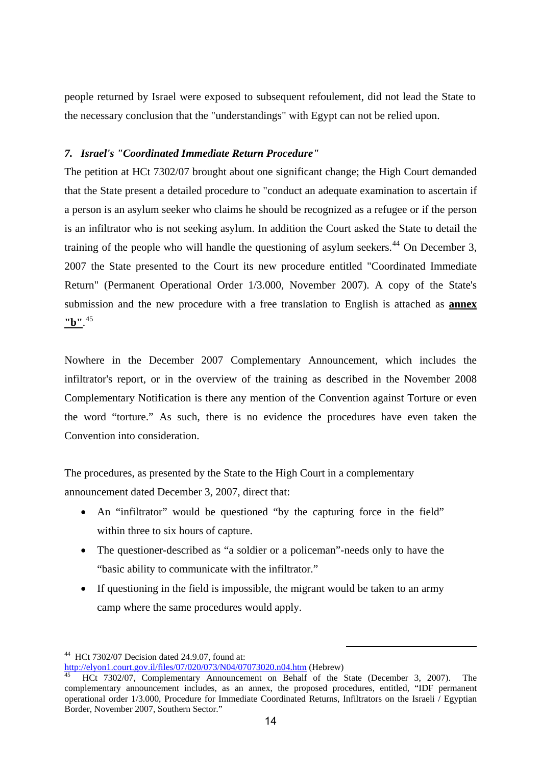people returned by Israel were exposed to subsequent refoulement, did not lead the State to the necessary conclusion that the "understandings" with Egypt can not be relied upon.

### *7. Israel's "Coordinated Immediate Return Procedure"*

The petition at HCt 7302/07 brought about one significant change; the High Court demanded that the State present a detailed procedure to "conduct an adequate examination to ascertain if a person is an asylum seeker who claims he should be recognized as a refugee or if the person is an infiltrator who is not seeking asylum. In addition the Court asked the State to detail the training of the people who will handle the questioning of asylum seekers.[44] On December 3, 2007 the State presented to the Court its new procedure entitled "Coordinated Immediate Return" (Permanent Operational Order 1/3.000, November 2007). A copy of the State's submission and the new procedure with a free translation to English is attached as **annex "b"**.[45]

Nowhere in the December 2007 Complementary Announcement, which includes the infiltrator's report, or in the overview of the training as described in the November 2008 Complementary Notification is there any mention of the Convention against Torture or even the word "torture." As such, there is no evidence the procedures have even taken the Convention into consideration.

The procedures, as presented by the State to the High Court in a complementary announcement dated December 3, 2007, direct that:

- An "infiltrator" would be questioned "by the capturing force in the field" within three to six hours of capture.
- The questioner-described as "a soldier or a policeman"-needs only to have the "basic ability to communicate with the infiltrator."
- If questioning in the field is impossible, the migrant would be taken to an army camp where the same procedures would apply.

---

[44] HCt 7302/07 Decision dated 24.9.07, found at: http://elyon1.court.gov.il/files/07/020/073/N04/07073020.n04.htm (Hebrew)

[45] HCt 7302/07, Complementary Announcement on Behalf of the State (December 3, 2007). The complementary announcement includes, as an annex, the proposed procedures, entitled, "IDF permanent operational order 1/3.000, Procedure for Immediate Coordinated Returns, Infiltrators on the Israeli / Egyptian Border, November 2007, Southern Sector."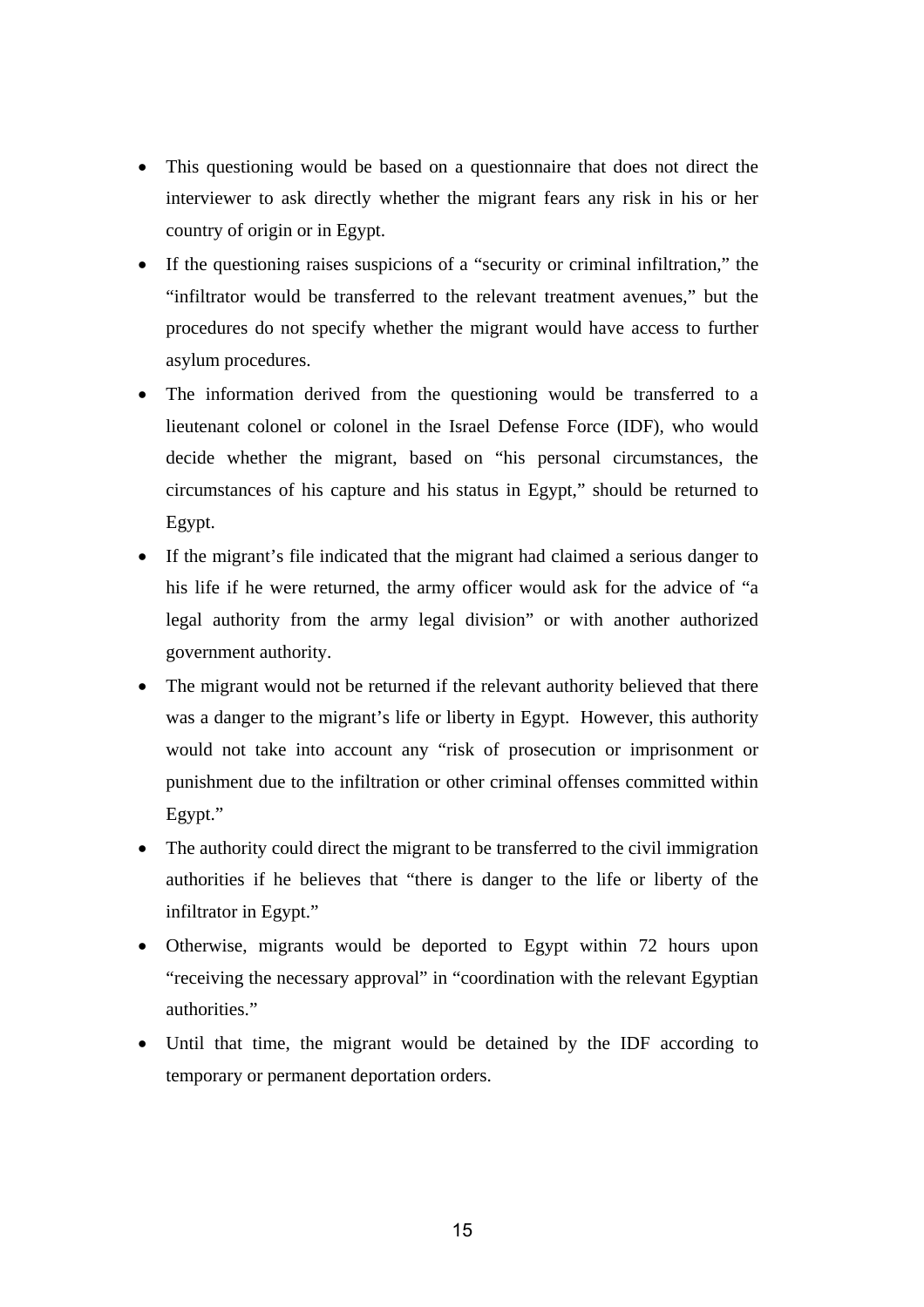- This questioning would be based on a questionnaire that does not direct the interviewer to ask directly whether the migrant fears any risk in his or her country of origin or in Egypt.
- If the questioning raises suspicions of a "security or criminal infiltration," the "infiltrator would be transferred to the relevant treatment avenues," but the procedures do not specify whether the migrant would have access to further asylum procedures.
- The information derived from the questioning would be transferred to a lieutenant colonel or colonel in the Israel Defense Force (IDF), who would decide whether the migrant, based on "his personal circumstances, the circumstances of his capture and his status in Egypt," should be returned to Egypt.
- If the migrant's file indicated that the migrant had claimed a serious danger to his life if he were returned, the army officer would ask for the advice of "a legal authority from the army legal division" or with another authorized government authority.
- The migrant would not be returned if the relevant authority believed that there was a danger to the migrant's life or liberty in Egypt. However, this authority would not take into account any "risk of prosecution or imprisonment or punishment due to the infiltration or other criminal offenses committed within Egypt."
- The authority could direct the migrant to be transferred to the civil immigration authorities if he believes that "there is danger to the life or liberty of the infiltrator in Egypt."
- Otherwise, migrants would be deported to Egypt within 72 hours upon "receiving the necessary approval" in "coordination with the relevant Egyptian authorities."
- Until that time, the migrant would be detained by the IDF according to temporary or permanent deportation orders.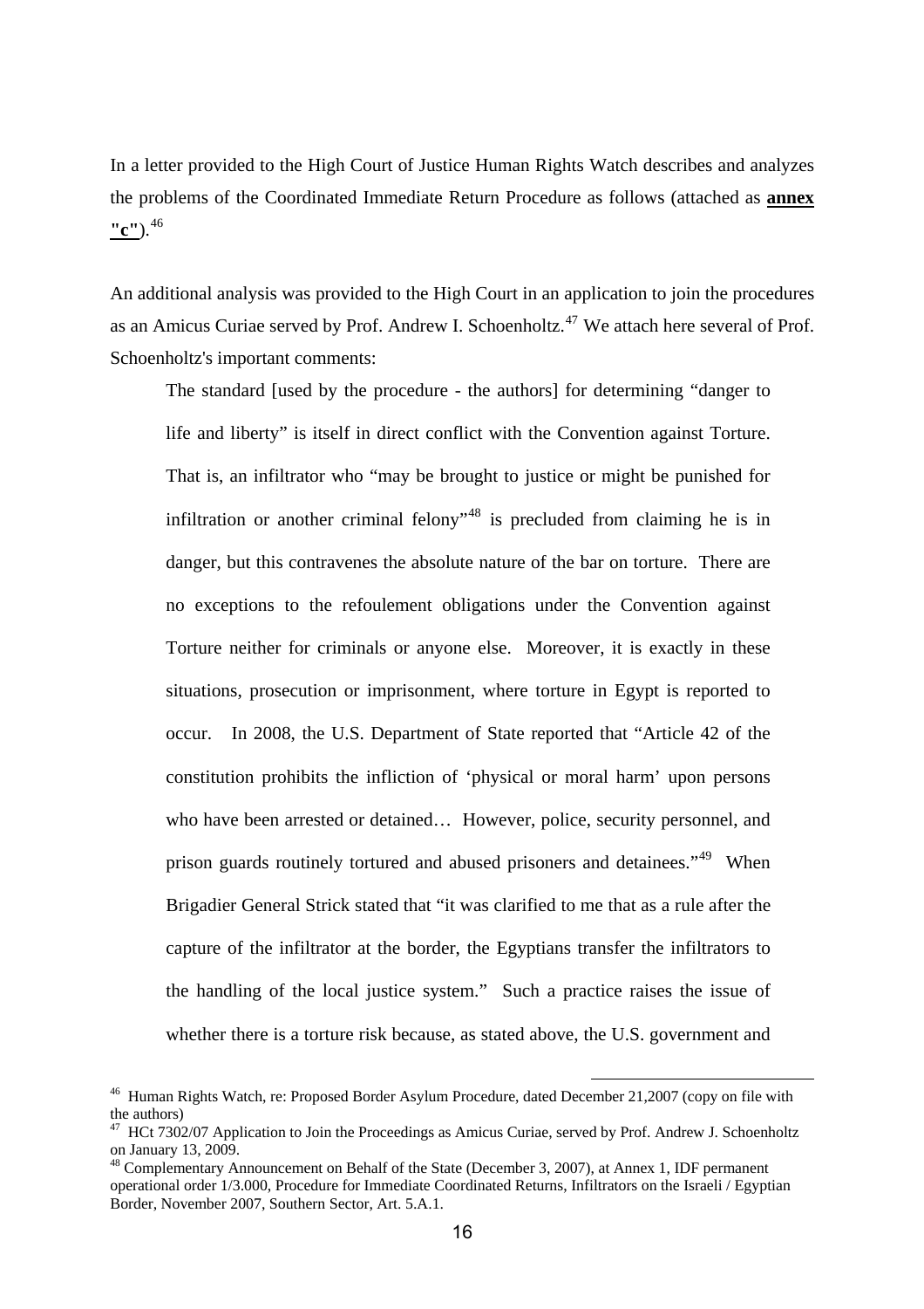In a letter provided to the High Court of Justice Human Rights Watch describes and analyzes the problems of the Coordinated Immediate Return Procedure as follows (attached as **annex "c"**).[46]

An additional analysis was provided to the High Court in an application to join the procedures as an Amicus Curiae served by Prof. Andrew I. Schoenholtz.[47] We attach here several of Prof. Schoenholtz's important comments:

> The standard [used by the procedure - the authors] for determining "danger to life and liberty" is itself in direct conflict with the Convention against Torture. That is, an infiltrator who "may be brought to justice or might be punished for infiltration or another criminal felony"[48] is precluded from claiming he is in danger, but this contravenes the absolute nature of the bar on torture. There are no exceptions to the refoulement obligations under the Convention against Torture neither for criminals or anyone else. Moreover, it is exactly in these situations, prosecution or imprisonment, where torture in Egypt is reported to occur. In 2008, the U.S. Department of State reported that "Article 42 of the constitution prohibits the infliction of 'physical or moral harm' upon persons who have been arrested or detained… However, police, security personnel, and prison guards routinely tortured and abused prisoners and detainees."[49] When Brigadier General Strick stated that "it was clarified to me that as a rule after the capture of the infiltrator at the border, the Egyptians transfer the infiltrators to the handling of the local justice system." Such a practice raises the issue of whether there is a torture risk because, as stated above, the U.S. government and

---

[46] Human Rights Watch, re: Proposed Border Asylum Procedure, dated December 21,2007 (copy on file with the authors)

[47] HCt 7302/07 Application to Join the Proceedings as Amicus Curiae, served by Prof. Andrew J. Schoenholtz on January 13, 2009.

[48] Complementary Announcement on Behalf of the State (December 3, 2007), at Annex 1, IDF permanent operational order 1/3.000, Procedure for Immediate Coordinated Returns, Infiltrators on the Israeli / Egyptian Border, November 2007, Southern Sector, Art. 5.A.1.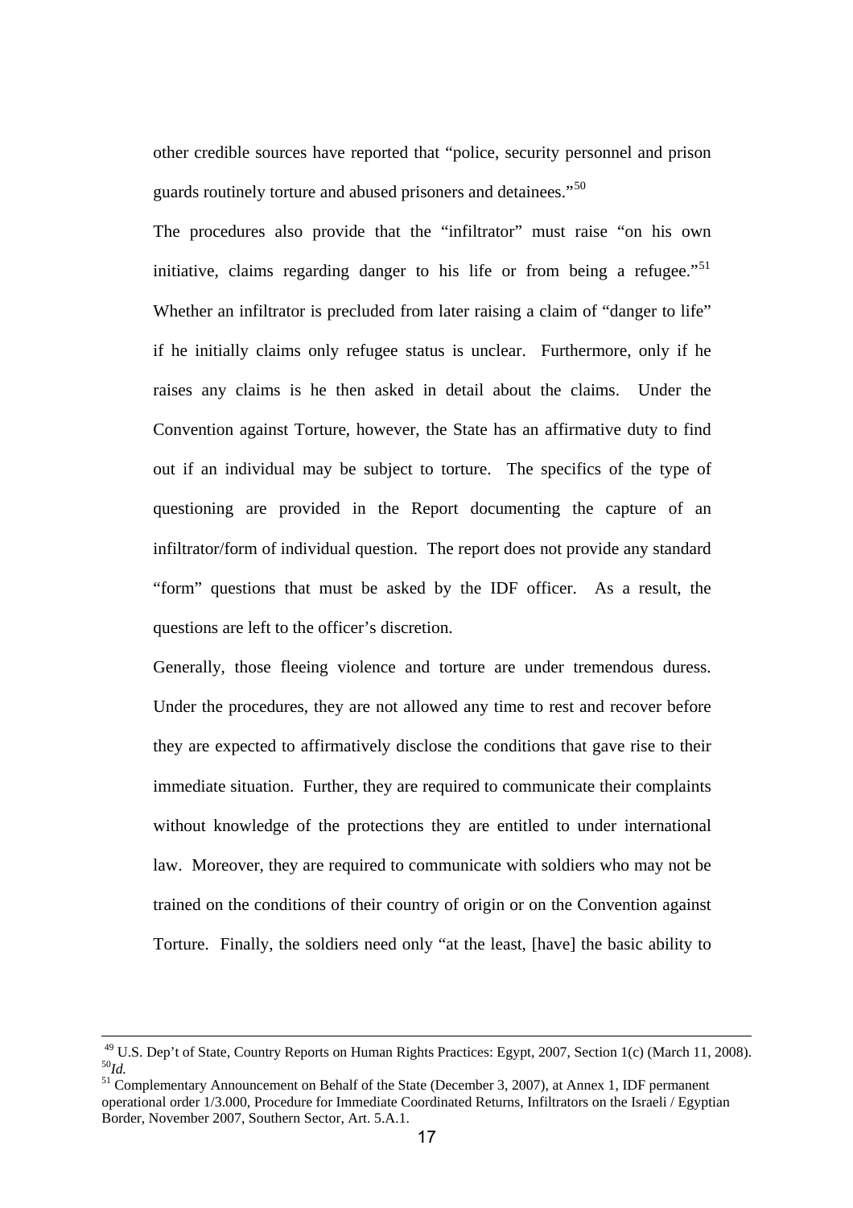other credible sources have reported that "police, security personnel and prison guards routinely torture and abused prisoners and detainees."[50]

The procedures also provide that the "infiltrator" must raise "on his own initiative, claims regarding danger to his life or from being a refugee."[51] Whether an infiltrator is precluded from later raising a claim of "danger to life" if he initially claims only refugee status is unclear. Furthermore, only if he raises any claims is he then asked in detail about the claims. Under the Convention against Torture, however, the State has an affirmative duty to find out if an individual may be subject to torture. The specifics of the type of questioning are provided in the Report documenting the capture of an infiltrator/form of individual question. The report does not provide any standard "form" questions that must be asked by the IDF officer. As a result, the questions are left to the officer's discretion.

Generally, those fleeing violence and torture are under tremendous duress. Under the procedures, they are not allowed any time to rest and recover before they are expected to affirmatively disclose the conditions that gave rise to their immediate situation. Further, they are required to communicate their complaints without knowledge of the protections they are entitled to under international law. Moreover, they are required to communicate with soldiers who may not be trained on the conditions of their country of origin or on the Convention against Torture. Finally, the soldiers need only "at the least, [have] the basic ability to

---

[49] U.S. Dep't of State, Country Reports on Human Rights Practices: Egypt, 2007, Section 1(c) (March 11, 2008).

[50] *Id.*

[51] Complementary Announcement on Behalf of the State (December 3, 2007), at Annex 1, IDF permanent operational order 1/3.000, Procedure for Immediate Coordinated Returns, Infiltrators on the Israeli / Egyptian Border, November 2007, Southern Sector, Art. 5.A.1.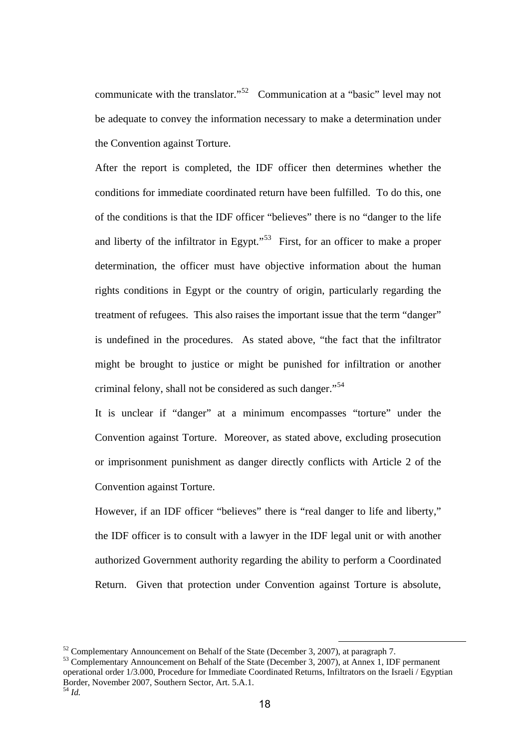communicate with the translator."[52] Communication at a "basic" level may not be adequate to convey the information necessary to make a determination under the Convention against Torture.

After the report is completed, the IDF officer then determines whether the conditions for immediate coordinated return have been fulfilled. To do this, one of the conditions is that the IDF officer "believes" there is no "danger to the life and liberty of the infiltrator in Egypt."[53] First, for an officer to make a proper determination, the officer must have objective information about the human rights conditions in Egypt or the country of origin, particularly regarding the treatment of refugees. This also raises the important issue that the term "danger" is undefined in the procedures. As stated above, "the fact that the infiltrator might be brought to justice or might be punished for infiltration or another criminal felony, shall not be considered as such danger."[54]

It is unclear if "danger" at a minimum encompasses "torture" under the Convention against Torture. Moreover, as stated above, excluding prosecution or imprisonment punishment as danger directly conflicts with Article 2 of the Convention against Torture.

However, if an IDF officer "believes" there is "real danger to life and liberty," the IDF officer is to consult with a lawyer in the IDF legal unit or with another authorized Government authority regarding the ability to perform a Coordinated Return. Given that protection under Convention against Torture is absolute,

---

[52] Complementary Announcement on Behalf of the State (December 3, 2007), at paragraph 7.

[53] Complementary Announcement on Behalf of the State (December 3, 2007), at Annex 1, IDF permanent operational order 1/3.000, Procedure for Immediate Coordinated Returns, Infiltrators on the Israeli / Egyptian Border, November 2007, Southern Sector, Art. 5.A.1.

[54] *Id.*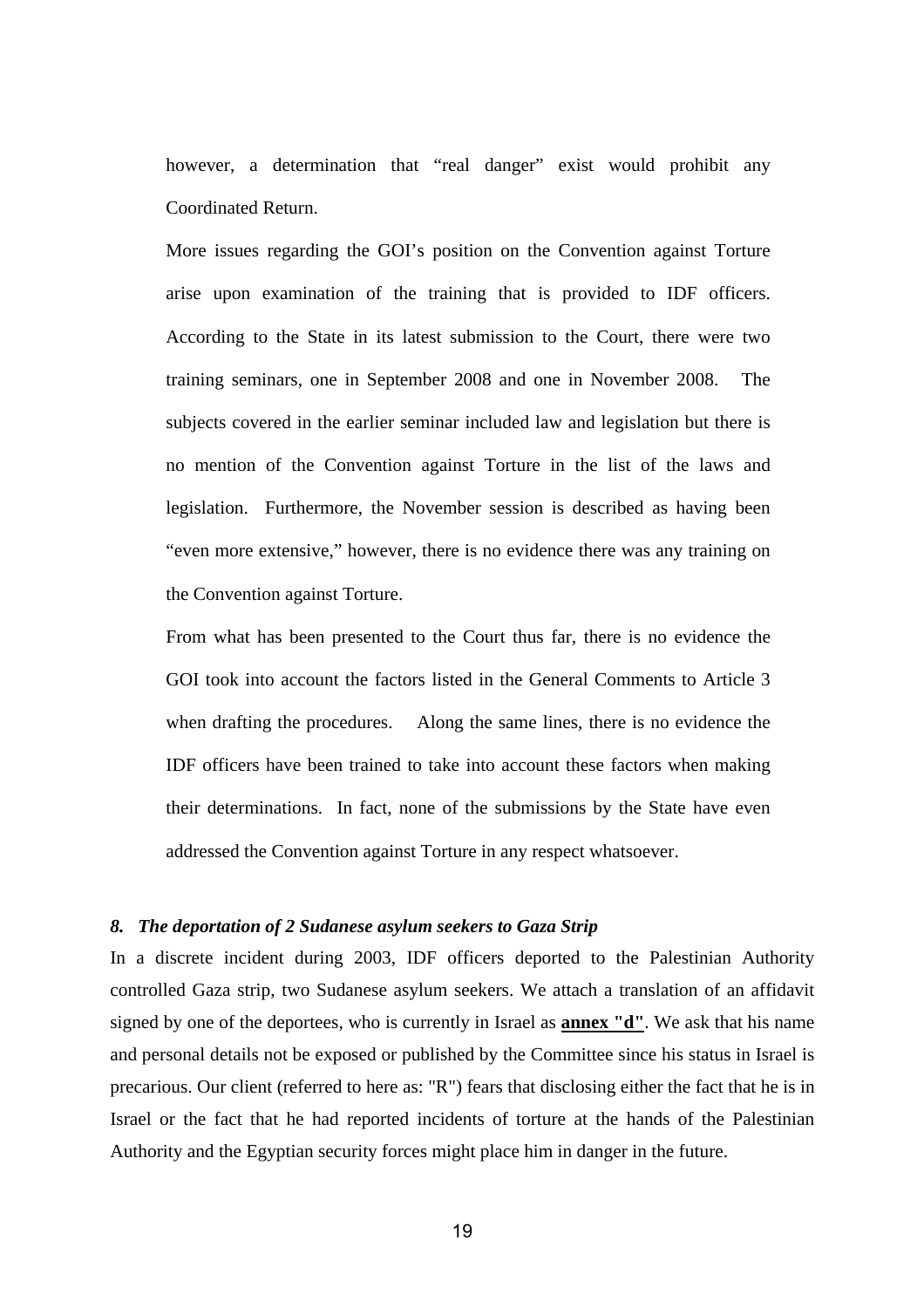however, a determination that "real danger" exist would prohibit any Coordinated Return.

More issues regarding the GOI's position on the Convention against Torture arise upon examination of the training that is provided to IDF officers. According to the State in its latest submission to the Court, there were two training seminars, one in September 2008 and one in November 2008. The subjects covered in the earlier seminar included law and legislation but there is no mention of the Convention against Torture in the list of the laws and legislation. Furthermore, the November session is described as having been "even more extensive," however, there is no evidence there was any training on the Convention against Torture.

From what has been presented to the Court thus far, there is no evidence the GOI took into account the factors listed in the General Comments to Article 3 when drafting the procedures. Along the same lines, there is no evidence the IDF officers have been trained to take into account these factors when making their determinations. In fact, none of the submissions by the State have even addressed the Convention against Torture in any respect whatsoever.

### *8. The deportation of 2 Sudanese asylum seekers to Gaza Strip*

In a discrete incident during 2003, IDF officers deported to the Palestinian Authority controlled Gaza strip, two Sudanese asylum seekers. We attach a translation of an affidavit signed by one of the deportees, who is currently in Israel as **annex "d"**. We ask that his name and personal details not be exposed or published by the Committee since his status in Israel is precarious. Our client (referred to here as: "R") fears that disclosing either the fact that he is in Israel or the fact that he had reported incidents of torture at the hands of the Palestinian Authority and the Egyptian security forces might place him in danger in the future.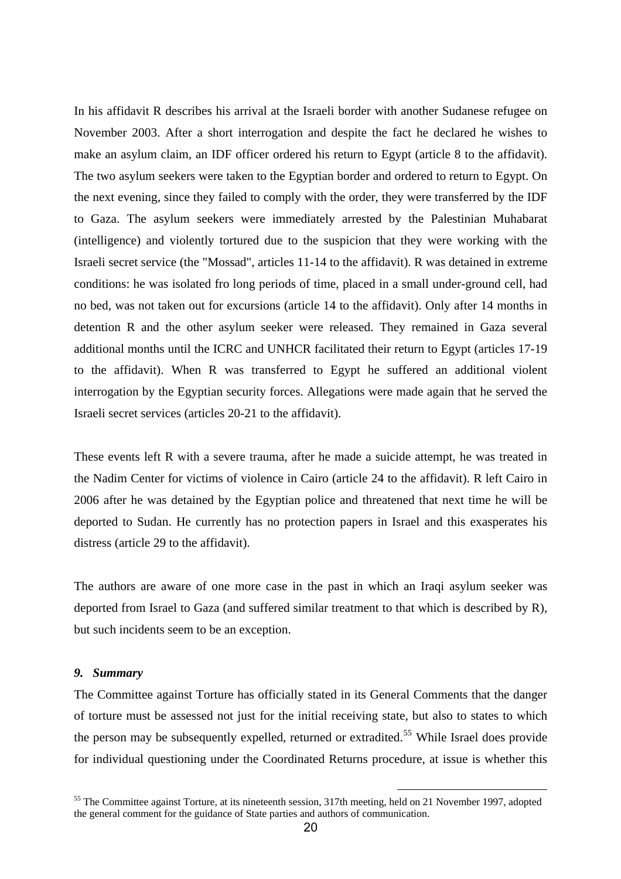In his affidavit R describes his arrival at the Israeli border with another Sudanese refugee on November 2003. After a short interrogation and despite the fact he declared he wishes to make an asylum claim, an IDF officer ordered his return to Egypt (article 8 to the affidavit). The two asylum seekers were taken to the Egyptian border and ordered to return to Egypt. On the next evening, since they failed to comply with the order, they were transferred by the IDF to Gaza. The asylum seekers were immediately arrested by the Palestinian Muhabarat (intelligence) and violently tortured due to the suspicion that they were working with the Israeli secret service (the "Mossad", articles 11-14 to the affidavit). R was detained in extreme conditions: he was isolated fro long periods of time, placed in a small under-ground cell, had no bed, was not taken out for excursions (article 14 to the affidavit). Only after 14 months in detention R and the other asylum seeker were released. They remained in Gaza several additional months until the ICRC and UNHCR facilitated their return to Egypt (articles 17-19 to the affidavit). When R was transferred to Egypt he suffered an additional violent interrogation by the Egyptian security forces. Allegations were made again that he served the Israeli secret services (articles 20-21 to the affidavit).

These events left R with a severe trauma, after he made a suicide attempt, he was treated in the Nadim Center for victims of violence in Cairo (article 24 to the affidavit). R left Cairo in 2006 after he was detained by the Egyptian police and threatened that next time he will be deported to Sudan. He currently has no protection papers in Israel and this exasperates his distress (article 29 to the affidavit).

The authors are aware of one more case in the past in which an Iraqi asylum seeker was deported from Israel to Gaza (and suffered similar treatment to that which is described by R), but such incidents seem to be an exception.

### *9. Summary*

The Committee against Torture has officially stated in its General Comments that the danger of torture must be assessed not just for the initial receiving state, but also to states to which the person may be subsequently expelled, returned or extradited.[55] While Israel does provide for individual questioning under the Coordinated Returns procedure, at issue is whether this

[55] The Committee against Torture, at its nineteenth session, 317th meeting, held on 21 November 1997, adopted the general comment for the guidance of State parties and authors of communication.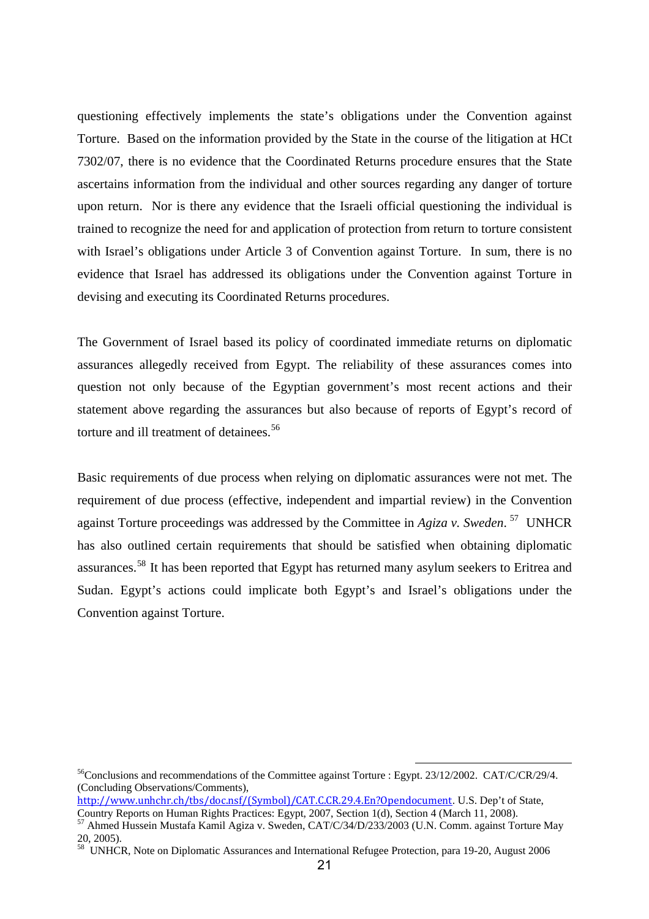questioning effectively implements the state's obligations under the Convention against Torture. Based on the information provided by the State in the course of the litigation at HCt 7302/07, there is no evidence that the Coordinated Returns procedure ensures that the State ascertains information from the individual and other sources regarding any danger of torture upon return. Nor is there any evidence that the Israeli official questioning the individual is trained to recognize the need for and application of protection from return to torture consistent with Israel's obligations under Article 3 of Convention against Torture. In sum, there is no evidence that Israel has addressed its obligations under the Convention against Torture in devising and executing its Coordinated Returns procedures.

The Government of Israel based its policy of coordinated immediate returns on diplomatic assurances allegedly received from Egypt. The reliability of these assurances comes into question not only because of the Egyptian government's most recent actions and their statement above regarding the assurances but also because of reports of Egypt's record of torture and ill treatment of detainees.[56]

Basic requirements of due process when relying on diplomatic assurances were not met. The requirement of due process (effective, independent and impartial review) in the Convention against Torture proceedings was addressed by the Committee in *Agiza v. Sweden*.[57] UNHCR has also outlined certain requirements that should be satisfied when obtaining diplomatic assurances.[58] It has been reported that Egypt has returned many asylum seekers to Eritrea and Sudan. Egypt's actions could implicate both Egypt's and Israel's obligations under the Convention against Torture.

---

[56] Conclusions and recommendations of the Committee against Torture : Egypt. 23/12/2002. CAT/C/CR/29/4. (Concluding Observations/Comments), http://www.unhchr.ch/tbs/doc.nsf/(Symbol)/CAT.C.CR.29.4.En?Opendocument. U.S. Dep't of State, Country Reports on Human Rights Practices: Egypt, 2007, Section 1(d), Section 4 (March 11, 2008).

[57] Ahmed Hussein Mustafa Kamil Agiza v. Sweden, CAT/C/34/D/233/2003 (U.N. Comm. against Torture May 20, 2005).

[58] UNHCR, Note on Diplomatic Assurances and International Refugee Protection, para 19-20, August 2006